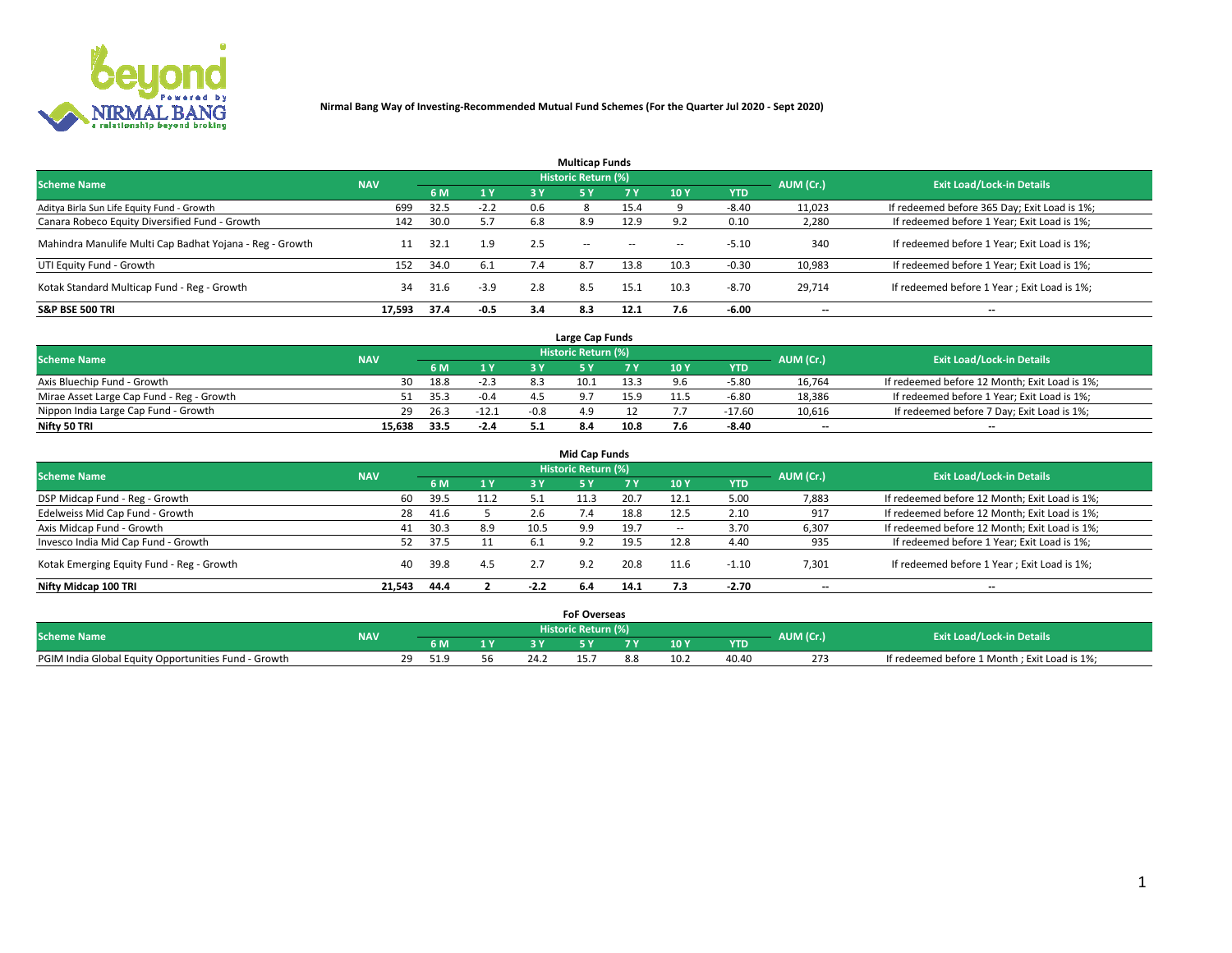# Nirmal Bang Way of Investing-Recommended Mutual Fund Schemes (For the Quarter Jul 2020 - Sept 2020)

## Multicap Funds

| Scheme Name | NAV | Historic Return (%) | | | | | | | AUM (Cr.) | Exit Load/Lock-in Details |
|---|---|---|---|---|---|---|---|---|---|---|
| | | 6 M | 1 Y | 3 Y | 5 Y | 7 Y | 10 Y | YTD | | |
| Aditya Birla Sun Life Equity Fund - Growth | 699 | 32.5 | -2.2 | 0.6 | 8 | 15.4 | 9 | -8.40 | 11,023 | If redeemed before 365 Day; Exit Load is 1%; |
| Canara Robeco Equity Diversified Fund - Growth | 142 | 30.0 | 5.7 | 6.8 | 8.9 | 12.9 | 9.2 | 0.10 | 2,280 | If redeemed before 1 Year; Exit Load is 1%; |
| Mahindra Manulife Multi Cap Badhat Yojana - Reg - Growth | 11 | 32.1 | 1.9 | 2.5 | -- | -- | -- | -5.10 | 340 | If redeemed before 1 Year; Exit Load is 1%; |
| UTI Equity Fund - Growth | 152 | 34.0 | 6.1 | 7.4 | 8.7 | 13.8 | 10.3 | -0.30 | 10,983 | If redeemed before 1 Year; Exit Load is 1%; |
| Kotak Standard Multicap Fund - Reg - Growth | 34 | 31.6 | -3.9 | 2.8 | 8.5 | 15.1 | 10.3 | -8.70 | 29,714 | If redeemed before 1 Year ; Exit Load is 1%; |
| **S&P BSE 500 TRI** | **17,593** | **37.4** | **-0.5** | **3.4** | **8.3** | **12.1** | **7.6** | **-6.00** | **--** | **--** |

## Large Cap Funds

| Scheme Name | NAV | Historic Return (%) | | | | | | | AUM (Cr.) | Exit Load/Lock-in Details |
|---|---|---|---|---|---|---|---|---|---|---|
| | | 6 M | 1 Y | 3 Y | 5 Y | 7 Y | 10 Y | YTD | | |
| Axis Bluechip Fund - Growth | 30 | 18.8 | -2.3 | 8.3 | 10.1 | 13.3 | 9.6 | -5.80 | 16,764 | If redeemed before 12 Month; Exit Load is 1%; |
| Mirae Asset Large Cap Fund - Reg - Growth | 51 | 35.3 | -0.4 | 4.5 | 9.7 | 15.9 | 11.5 | -6.80 | 18,386 | If redeemed before 1 Year; Exit Load is 1%; |
| Nippon India Large Cap Fund - Growth | 29 | 26.3 | -12.1 | -0.8 | 4.9 | 12 | 7.7 | -17.60 | 10,616 | If redeemed before 7 Day; Exit Load is 1%; |
| **Nifty 50 TRI** | **15,638** | **33.5** | **-2.4** | **5.1** | **8.4** | **10.8** | **7.6** | **-8.40** | **--** | **--** |

## Mid Cap Funds

| Scheme Name | NAV | Historic Return (%) | | | | | | | AUM (Cr.) | Exit Load/Lock-in Details |
|---|---|---|---|---|---|---|---|---|---|---|
| | | 6 M | 1 Y | 3 Y | 5 Y | 7 Y | 10 Y | YTD | | |
| DSP Midcap Fund - Reg - Growth | 60 | 39.5 | 11.2 | 5.1 | 11.3 | 20.7 | 12.1 | 5.00 | 7,883 | If redeemed before 12 Month; Exit Load is 1%; |
| Edelweiss Mid Cap Fund - Growth | 28 | 41.6 | 5 | 2.6 | 7.4 | 18.8 | 12.5 | 2.10 | 917 | If redeemed before 12 Month; Exit Load is 1%; |
| Axis Midcap Fund - Growth | 41 | 30.3 | 8.9 | 10.5 | 9.9 | 19.7 | -- | 3.70 | 6,307 | If redeemed before 12 Month; Exit Load is 1%; |
| Invesco India Mid Cap Fund - Growth | 52 | 37.5 | 11 | 6.1 | 9.2 | 19.5 | 12.8 | 4.40 | 935 | If redeemed before 1 Year; Exit Load is 1%; |
| Kotak Emerging Equity Fund - Reg - Growth | 40 | 39.8 | 4.5 | 2.7 | 9.2 | 20.8 | 11.6 | -1.10 | 7,301 | If redeemed before 1 Year ; Exit Load is 1%; |
| **Nifty Midcap 100 TRI** | **21,543** | **44.4** | **2** | **-2.2** | **6.4** | **14.1** | **7.3** | **-2.70** | **--** | **--** |

## FoF Overseas

| Scheme Name | NAV | Historic Return (%) | | | | | | | AUM (Cr.) | Exit Load/Lock-in Details |
|---|---|---|---|---|---|---|---|---|---|---|
| | | 6 M | 1 Y | 3 Y | 5 Y | 7 Y | 10 Y | YTD | | |
| PGIM India Global Equity Opportunities Fund - Growth | 29 | 51.9 | 56 | 24.2 | 15.7 | 8.8 | 10.2 | 40.40 | 273 | If redeemed before 1 Month ; Exit Load is 1%; |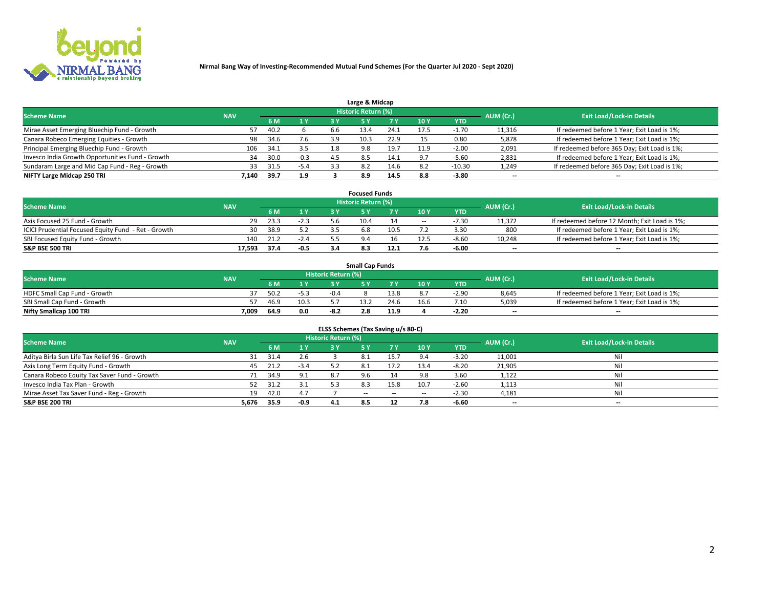**Nirmal Bang Way of Investing-Recommended Mutual Fund Schemes (For the Quarter Jul 2020 - Sept 2020)**

## Large & Midcap

| Scheme Name | NAV | Historic Return (%) | | | | | | | AUM (Cr.) | Exit Load/Lock-in Details |
|---|---|---|---|---|---|---|---|---|---|---|
| | | 6 M | 1 Y | 3 Y | 5 Y | 7 Y | 10 Y | YTD | | |
| Mirae Asset Emerging Bluechip Fund - Growth | 57 | 40.2 | 6 | 6.6 | 13.4 | 24.1 | 17.5 | -1.70 | 11,316 | If redeemed before 1 Year; Exit Load is 1%; |
| Canara Robeco Emerging Equities - Growth | 98 | 34.6 | 7.6 | 3.9 | 10.3 | 22.9 | 15 | 0.80 | 5,878 | If redeemed before 1 Year; Exit Load is 1%; |
| Principal Emerging Bluechip Fund - Growth | 106 | 34.1 | 3.5 | 1.8 | 9.8 | 19.7 | 11.9 | -2.00 | 2,091 | If redeemed before 365 Day; Exit Load is 1%; |
| Invesco India Growth Opportunities Fund - Growth | 34 | 30.0 | -0.3 | 4.5 | 8.5 | 14.1 | 9.7 | -5.60 | 2,831 | If redeemed before 1 Year; Exit Load is 1%; |
| Sundaram Large and Mid Cap Fund - Reg - Growth | 33 | 31.5 | -5.4 | 3.3 | 8.2 | 14.6 | 8.2 | -10.30 | 1,249 | If redeemed before 365 Day; Exit Load is 1%; |
| **NIFTY Large Midcap 250 TRI** | **7,140** | **39.7** | **1.9** | **3** | **8.9** | **14.5** | **8.8** | **-3.80** | **--** | **--** |

## Focused Funds

| Scheme Name | NAV | Historic Return (%) | | | | | | | AUM (Cr.) | Exit Load/Lock-in Details |
|---|---|---|---|---|---|---|---|---|---|---|
| | | 6 M | 1 Y | 3 Y | 5 Y | 7 Y | 10 Y | YTD | | |
| Axis Focused 25 Fund - Growth | 29 | 23.3 | -2.3 | 5.6 | 10.4 | 14 | -- | -7.30 | 11,372 | If redeemed before 12 Month; Exit Load is 1%; |
| ICICI Prudential Focused Equity Fund - Ret - Growth | 30 | 38.9 | 5.2 | 3.5 | 6.8 | 10.5 | 7.2 | 3.30 | 800 | If redeemed before 1 Year; Exit Load is 1%; |
| SBI Focused Equity Fund - Growth | 140 | 21.2 | -2.4 | 5.5 | 9.4 | 16 | 12.5 | -8.60 | 10,248 | If redeemed before 1 Year; Exit Load is 1%; |
| **S&P BSE 500 TRI** | **17,593** | **37.4** | **-0.5** | **3.4** | **8.3** | **12.1** | **7.6** | **-6.00** | **--** | **--** |

## Small Cap Funds

| Scheme Name | NAV | Historic Return (%) | | | | | | | AUM (Cr.) | Exit Load/Lock-in Details |
|---|---|---|---|---|---|---|---|---|---|---|
| | | 6 M | 1 Y | 3 Y | 5 Y | 7 Y | 10 Y | YTD | | |
| HDFC Small Cap Fund - Growth | 37 | 50.2 | -5.3 | -0.4 | 8 | 13.8 | 8.7 | -2.90 | 8,645 | If redeemed before 1 Year; Exit Load is 1%; |
| SBI Small Cap Fund - Growth | 57 | 46.9 | 10.3 | 5.7 | 13.2 | 24.6 | 16.6 | 7.10 | 5,039 | If redeemed before 1 Year; Exit Load is 1%; |
| **Nifty Smallcap 100 TRI** | **7,009** | **64.9** | **0.0** | **-8.2** | **2.8** | **11.9** | **4** | **-2.20** | **--** | **--** |

## ELSS Schemes (Tax Saving u/s 80-C)

| Scheme Name | NAV | Historic Return (%) | | | | | | | AUM (Cr.) | Exit Load/Lock-in Details |
|---|---|---|---|---|---|---|---|---|---|---|
| | | 6 M | 1 Y | 3 Y | 5 Y | 7 Y | 10 Y | YTD | | |
| Aditya Birla Sun Life Tax Relief 96 - Growth | 31 | 31.4 | 2.6 | 3 | 8.1 | 15.7 | 9.4 | -3.20 | 11,001 | Nil |
| Axis Long Term Equity Fund - Growth | 45 | 21.2 | -3.4 | 5.2 | 8.1 | 17.2 | 13.4 | -8.20 | 21,905 | Nil |
| Canara Robeco Equity Tax Saver Fund - Growth | 71 | 34.9 | 9.1 | 8.7 | 9.6 | 14 | 9.8 | 3.60 | 1,122 | Nil |
| Invesco India Tax Plan - Growth | 52 | 31.2 | 3.1 | 5.3 | 8.3 | 15.8 | 10.7 | -2.60 | 1,113 | Nil |
| Mirae Asset Tax Saver Fund - Reg - Growth | 19 | 42.0 | 4.7 | 7 | -- | -- | -- | -2.30 | 4,181 | Nil |
| **S&P BSE 200 TRI** | **5,676** | **35.9** | **-0.9** | **4.1** | **8.5** | **12** | **7.8** | **-6.60** | **--** | **--** |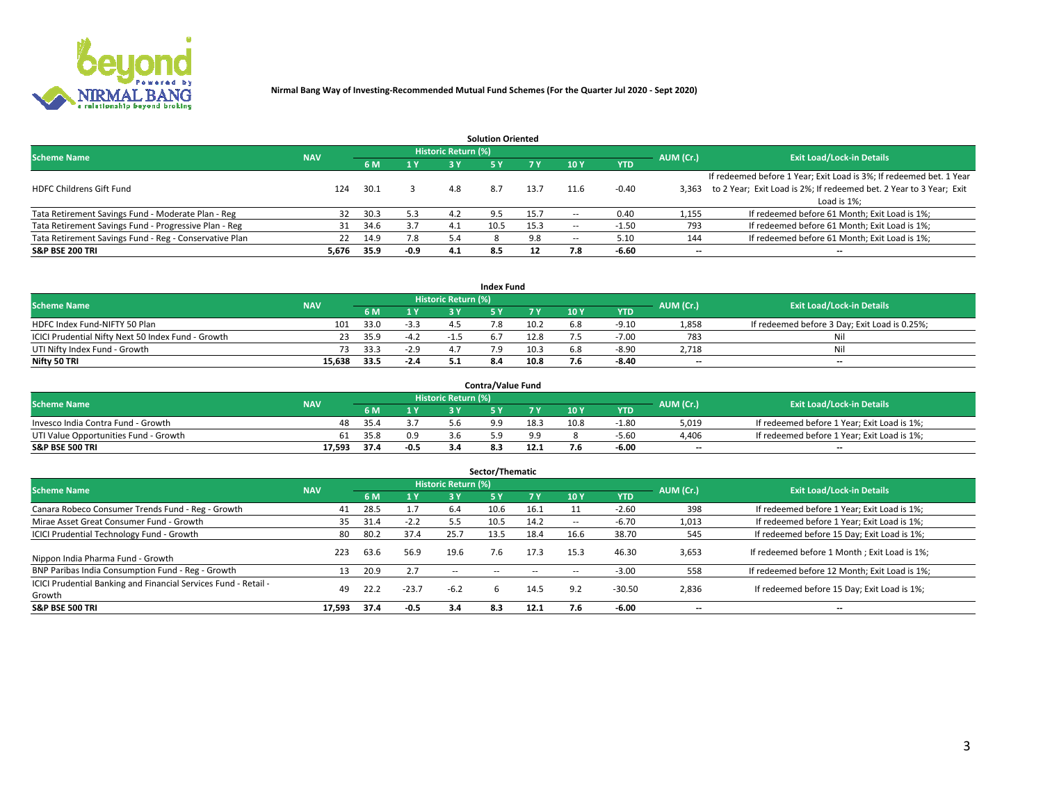**Nirmal Bang Way of Investing-Recommended Mutual Fund Schemes (For the Quarter Jul 2020 - Sept 2020)**

### Solution Oriented

| Scheme Name | NAV | Historic Return (%) | | | | | | | AUM (Cr.) | Exit Load/Lock-in Details |
|---|---|---|---|---|---|---|---|---|---|---|
| | | 6 M | 1 Y | 3 Y | 5 Y | 7 Y | 10 Y | YTD | | |
| HDFC Childrens Gift Fund | 124 | 30.1 | 3 | 4.8 | 8.7 | 13.7 | 11.6 | -0.40 | 3,363 | If redeemed before 1 Year; Exit Load is 3%; If redeemed bet. 1 Year to 2 Year; Exit Load is 2%; If redeemed bet. 2 Year to 3 Year; Exit Load is 1%; |
| Tata Retirement Savings Fund - Moderate Plan - Reg | 32 | 30.3 | 5.3 | 4.2 | 9.5 | 15.7 | -- | 0.40 | 1,155 | If redeemed before 61 Month; Exit Load is 1%; |
| Tata Retirement Savings Fund - Progressive Plan - Reg | 31 | 34.6 | 3.7 | 4.1 | 10.5 | 15.3 | -- | -1.50 | 793 | If redeemed before 61 Month; Exit Load is 1%; |
| Tata Retirement Savings Fund - Reg - Conservative Plan | 22 | 14.9 | 7.8 | 5.4 | 8 | 9.8 | -- | 5.10 | 144 | If redeemed before 61 Month; Exit Load is 1%; |
| **S&P BSE 200 TRI** | **5,676** | **35.9** | **-0.9** | **4.1** | **8.5** | **12** | **7.8** | **-6.60** | **--** | **--** |

### Index Fund

| Scheme Name | NAV | Historic Return (%) | | | | | | | AUM (Cr.) | Exit Load/Lock-in Details |
|---|---|---|---|---|---|---|---|---|---|---|
| | | 6 M | 1 Y | 3 Y | 5 Y | 7 Y | 10 Y | YTD | | |
| HDFC Index Fund-NIFTY 50 Plan | 101 | 33.0 | -3.3 | 4.5 | 7.8 | 10.2 | 6.8 | -9.10 | 1,858 | If redeemed before 3 Day; Exit Load is 0.25%; |
| ICICI Prudential Nifty Next 50 Index Fund - Growth | 23 | 35.9 | -4.2 | -1.5 | 6.7 | 12.8 | 7.5 | -7.00 | 783 | Nil |
| UTI Nifty Index Fund - Growth | 73 | 33.3 | -2.9 | 4.7 | 7.9 | 10.3 | 6.8 | -8.90 | 2,718 | Nil |
| **Nifty 50 TRI** | **15,638** | **33.5** | **-2.4** | **5.1** | **8.4** | **10.8** | **7.6** | **-8.40** | **--** | **--** |

### Contra/Value Fund

| Scheme Name | NAV | Historic Return (%) | | | | | | | AUM (Cr.) | Exit Load/Lock-in Details |
|---|---|---|---|---|---|---|---|---|---|---|
| | | 6 M | 1 Y | 3 Y | 5 Y | 7 Y | 10 Y | YTD | | |
| Invesco India Contra Fund - Growth | 48 | 35.4 | 3.7 | 5.6 | 9.9 | 18.3 | 10.8 | -1.80 | 5,019 | If redeemed before 1 Year; Exit Load is 1%; |
| UTI Value Opportunities Fund - Growth | 61 | 35.8 | 0.9 | 3.6 | 5.9 | 9.9 | 8 | -5.60 | 4,406 | If redeemed before 1 Year; Exit Load is 1%; |
| **S&P BSE 500 TRI** | **17,593** | **37.4** | **-0.5** | **3.4** | **8.3** | **12.1** | **7.6** | **-6.00** | **--** | **--** |

### Sector/Thematic

| Scheme Name | NAV | Historic Return (%) | | | | | | | AUM (Cr.) | Exit Load/Lock-in Details |
|---|---|---|---|---|---|---|---|---|---|---|
| | | 6 M | 1 Y | 3 Y | 5 Y | 7 Y | 10 Y | YTD | | |
| Canara Robeco Consumer Trends Fund - Reg - Growth | 41 | 28.5 | 1.7 | 6.4 | 10.6 | 16.1 | 11 | -2.60 | 398 | If redeemed before 1 Year; Exit Load is 1%; |
| Mirae Asset Great Consumer Fund - Growth | 35 | 31.4 | -2.2 | 5.5 | 10.5 | 14.2 | -- | -6.70 | 1,013 | If redeemed before 1 Year; Exit Load is 1%; |
| ICICI Prudential Technology Fund - Growth | 80 | 80.2 | 37.4 | 25.7 | 13.5 | 18.4 | 16.6 | 38.70 | 545 | If redeemed before 15 Day; Exit Load is 1%; |
| Nippon India Pharma Fund - Growth | 223 | 63.6 | 56.9 | 19.6 | 7.6 | 17.3 | 15.3 | 46.30 | 3,653 | If redeemed before 1 Month ; Exit Load is 1%; |
| BNP Paribas India Consumption Fund - Reg - Growth | 13 | 20.9 | 2.7 | -- | -- | -- | -- | -3.00 | 558 | If redeemed before 12 Month; Exit Load is 1%; |
| ICICI Prudential Banking and Financial Services Fund - Retail - Growth | 49 | 22.2 | -23.7 | -6.2 | 6 | 14.5 | 9.2 | -30.50 | 2,836 | If redeemed before 15 Day; Exit Load is 1%; |
| **S&P BSE 500 TRI** | **17,593** | **37.4** | **-0.5** | **3.4** | **8.3** | **12.1** | **7.6** | **-6.00** | **--** | **--** |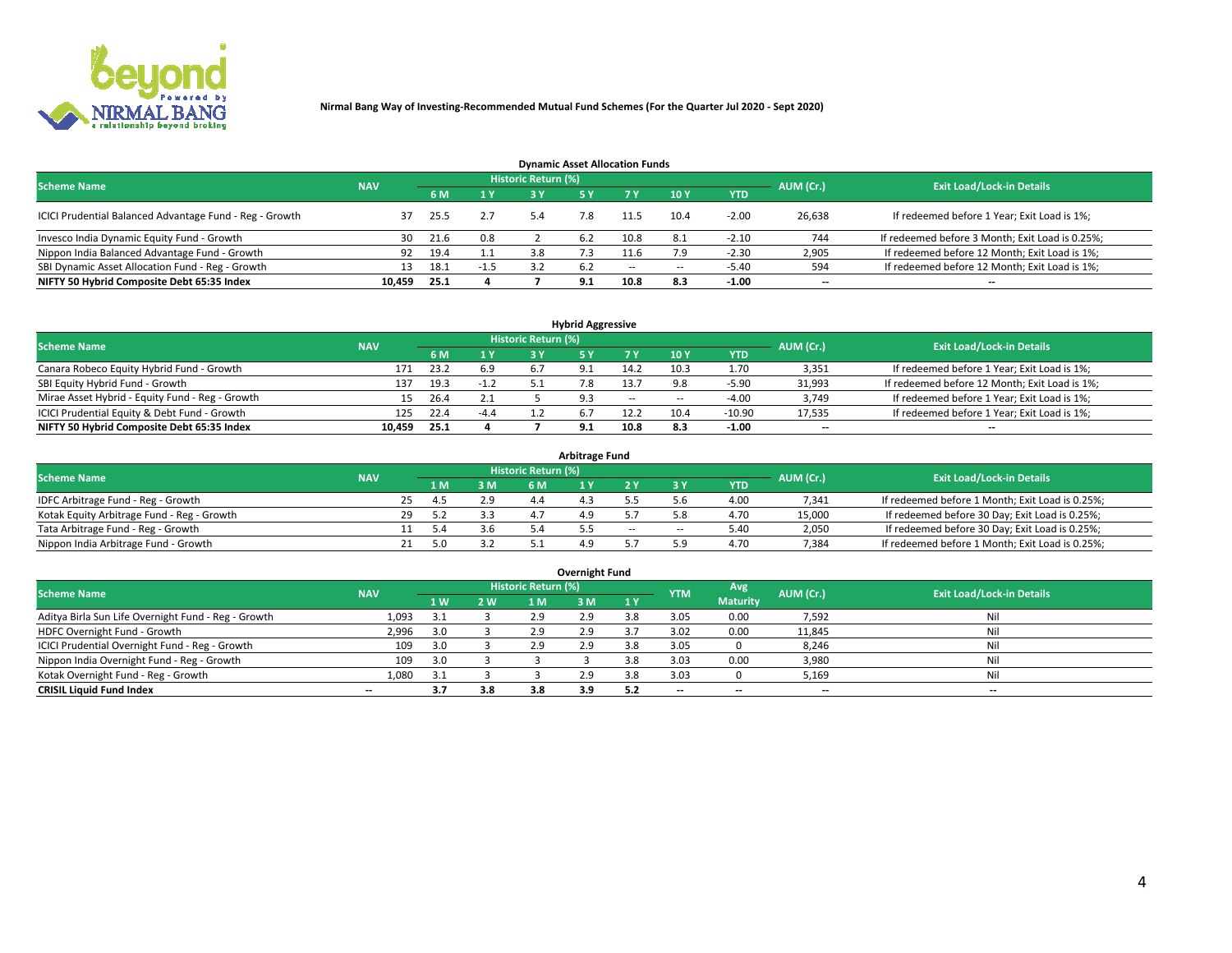**Nirmal Bang Way of Investing-Recommended Mutual Fund Schemes (For the Quarter Jul 2020 - Sept 2020)**

## Dynamic Asset Allocation Funds

| Scheme Name | NAV | Historic Return (%) | | | | | | | AUM (Cr.) | Exit Load/Lock-in Details |
|---|---|---|---|---|---|---|---|---|---|---|
| | | 6 M | 1 Y | 3 Y | 5 Y | 7 Y | 10 Y | YTD | | |
| ICICI Prudential Balanced Advantage Fund - Reg - Growth | 37 | 25.5 | 2.7 | 5.4 | 7.8 | 11.5 | 10.4 | -2.00 | 26,638 | If redeemed before 1 Year; Exit Load is 1%; |
| Invesco India Dynamic Equity Fund - Growth | 30 | 21.6 | 0.8 | 2 | 6.2 | 10.8 | 8.1 | -2.10 | 744 | If redeemed before 3 Month; Exit Load is 0.25%; |
| Nippon India Balanced Advantage Fund - Growth | 92 | 19.4 | 1.1 | 3.8 | 7.3 | 11.6 | 7.9 | -2.30 | 2,905 | If redeemed before 12 Month; Exit Load is 1%; |
| SBI Dynamic Asset Allocation Fund - Reg - Growth | 13 | 18.1 | -1.5 | 3.2 | 6.2 | -- | -- | -5.40 | 594 | If redeemed before 12 Month; Exit Load is 1%; |
| **NIFTY 50 Hybrid Composite Debt 65:35 Index** | **10,459** | **25.1** | **4** | **7** | **9.1** | **10.8** | **8.3** | **-1.00** | **--** | **--** |

## Hybrid Aggressive

| Scheme Name | NAV | Historic Return (%) | | | | | | | AUM (Cr.) | Exit Load/Lock-in Details |
|---|---|---|---|---|---|---|---|---|---|---|
| | | 6 M | 1 Y | 3 Y | 5 Y | 7 Y | 10 Y | YTD | | |
| Canara Robeco Equity Hybrid Fund - Growth | 171 | 23.2 | 6.9 | 6.7 | 9.1 | 14.2 | 10.3 | 1.70 | 3,351 | If redeemed before 1 Year; Exit Load is 1%; |
| SBI Equity Hybrid Fund - Growth | 137 | 19.3 | -1.2 | 5.1 | 7.8 | 13.7 | 9.8 | -5.90 | 31,993 | If redeemed before 12 Month; Exit Load is 1%; |
| Mirae Asset Hybrid - Equity Fund - Reg - Growth | 15 | 26.4 | 2.1 | 5 | 9.3 | -- | -- | -4.00 | 3,749 | If redeemed before 1 Year; Exit Load is 1%; |
| ICICI Prudential Equity & Debt Fund - Growth | 125 | 22.4 | -4.4 | 1.2 | 6.7 | 12.2 | 10.4 | -10.90 | 17,535 | If redeemed before 1 Year; Exit Load is 1%; |
| **NIFTY 50 Hybrid Composite Debt 65:35 Index** | **10,459** | **25.1** | **4** | **7** | **9.1** | **10.8** | **8.3** | **-1.00** | **--** | **--** |

## Arbitrage Fund

| Scheme Name | NAV | Historic Return (%) | | | | | | | AUM (Cr.) | Exit Load/Lock-in Details |
|---|---|---|---|---|---|---|---|---|---|---|
| | | 1 M | 3 M | 6 M | 1 Y | 2 Y | 3 Y | YTD | | |
| IDFC Arbitrage Fund - Reg - Growth | 25 | 4.5 | 2.9 | 4.4 | 4.3 | 5.5 | 5.6 | 4.00 | 7,341 | If redeemed before 1 Month; Exit Load is 0.25%; |
| Kotak Equity Arbitrage Fund - Reg - Growth | 29 | 5.2 | 3.3 | 4.7 | 4.9 | 5.7 | 5.8 | 4.70 | 15,000 | If redeemed before 30 Day; Exit Load is 0.25%; |
| Tata Arbitrage Fund - Reg - Growth | 11 | 5.4 | 3.6 | 5.4 | 5.5 | -- | -- | 5.40 | 2,050 | If redeemed before 30 Day; Exit Load is 0.25%; |
| Nippon India Arbitrage Fund - Growth | 21 | 5.0 | 3.2 | 5.1 | 4.9 | 5.7 | 5.9 | 4.70 | 7,384 | If redeemed before 1 Month; Exit Load is 0.25%; |

## Overnight Fund

| Scheme Name | NAV | Historic Return (%) | | | | | YTM | Avg Maturity | AUM (Cr.) | Exit Load/Lock-in Details |
|---|---|---|---|---|---|---|---|---|---|---|
| | | 1 W | 2 W | 1 M | 3 M | 1 Y | | | | |
| Aditya Birla Sun Life Overnight Fund - Reg - Growth | 1,093 | 3.1 | 3 | 2.9 | 2.9 | 3.8 | 3.05 | 0.00 | 7,592 | Nil |
| HDFC Overnight Fund - Growth | 2,996 | 3.0 | 3 | 2.9 | 2.9 | 3.7 | 3.02 | 0.00 | 11,845 | Nil |
| ICICI Prudential Overnight Fund - Reg - Growth | 109 | 3.0 | 3 | 2.9 | 2.9 | 3.8 | 3.05 | 0 | 8,246 | Nil |
| Nippon India Overnight Fund - Reg - Growth | 109 | 3.0 | 3 | 3 | 3 | 3.8 | 3.03 | 0.00 | 3,980 | Nil |
| Kotak Overnight Fund - Reg - Growth | 1,080 | 3.1 | 3 | 3 | 2.9 | 3.8 | 3.03 | 0 | 5,169 | Nil |
| **CRISIL Liquid Fund Index** | **--** | **3.7** | **3.8** | **3.8** | **3.9** | **5.2** | **--** | **--** | **--** | **--** |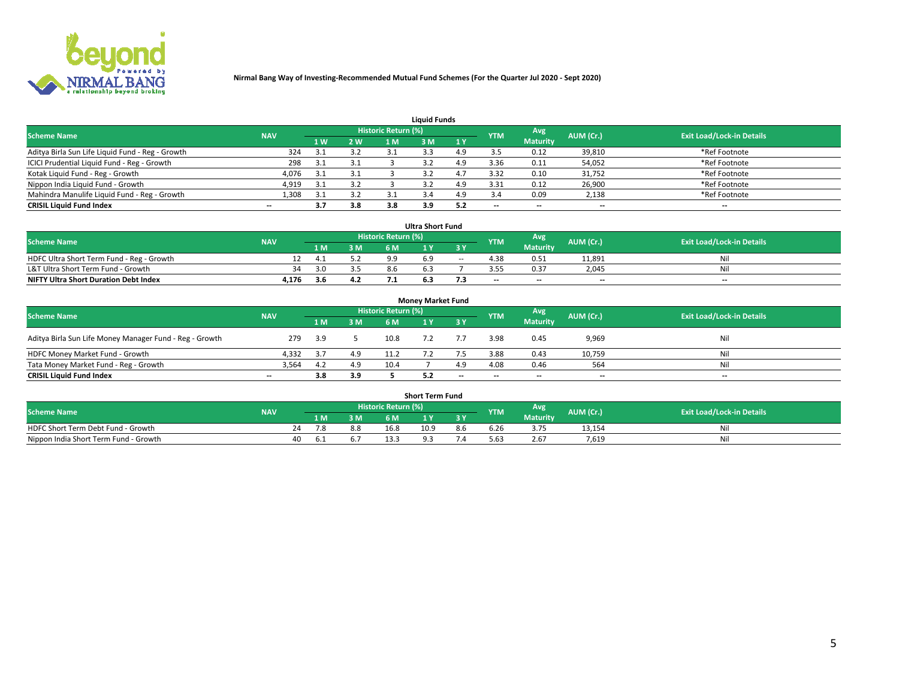**Nirmal Bang Way of Investing-Recommended Mutual Fund Schemes (For the Quarter Jul 2020 - Sept 2020)**

### Liquid Funds

| Scheme Name | NAV | Historic Return (%) | | | | | YTM | Avg Maturity | AUM (Cr.) | Exit Load/Lock-in Details |
|---|---|---|---|---|---|---|---|---|---|---|
| | | 1 W | 2 W | 1 M | 3 M | 1 Y | | | | |
| Aditya Birla Sun Life Liquid Fund - Reg - Growth | 324 | 3.1 | 3.2 | 3.1 | 3.3 | 4.9 | 3.5 | 0.12 | 39,810 | *Ref Footnote |
| ICICI Prudential Liquid Fund - Reg - Growth | 298 | 3.1 | 3.1 | 3 | 3.2 | 4.9 | 3.36 | 0.11 | 54,052 | *Ref Footnote |
| Kotak Liquid Fund - Reg - Growth | 4,076 | 3.1 | 3.1 | 3 | 3.2 | 4.7 | 3.32 | 0.10 | 31,752 | *Ref Footnote |
| Nippon India Liquid Fund - Growth | 4,919 | 3.1 | 3.2 | 3 | 3.2 | 4.9 | 3.31 | 0.12 | 26,900 | *Ref Footnote |
| Mahindra Manulife Liquid Fund - Reg - Growth | 1,308 | 3.1 | 3.2 | 3.1 | 3.4 | 4.9 | 3.4 | 0.09 | 2,138 | *Ref Footnote |
| **CRISIL Liquid Fund Index** | -- | **3.7** | **3.8** | **3.8** | **3.9** | **5.2** | -- | -- | -- | -- |

### Ultra Short Fund

| Scheme Name | NAV | Historic Return (%) | | | | | YTM | Avg Maturity | AUM (Cr.) | Exit Load/Lock-in Details |
|---|---|---|---|---|---|---|---|---|---|---|
| | | 1 M | 3 M | 6 M | 1 Y | 3 Y | | | | |
| HDFC Ultra Short Term Fund - Reg - Growth | 12 | 4.1 | 5.2 | 9.9 | 6.9 | -- | 4.38 | 0.51 | 11,891 | Nil |
| L&T Ultra Short Term Fund - Growth | 34 | 3.0 | 3.5 | 8.6 | 6.3 | 7 | 3.55 | 0.37 | 2,045 | Nil |
| **NIFTY Ultra Short Duration Debt Index** | **4,176** | **3.6** | **4.2** | **7.1** | **6.3** | **7.3** | -- | -- | -- | -- |

### Money Market Fund

| Scheme Name | NAV | Historic Return (%) | | | | | YTM | Avg Maturity | AUM (Cr.) | Exit Load/Lock-in Details |
|---|---|---|---|---|---|---|---|---|---|---|
| | | 1 M | 3 M | 6 M | 1 Y | 3 Y | | | | |
| Aditya Birla Sun Life Money Manager Fund - Reg - Growth | 279 | 3.9 | 5 | 10.8 | 7.2 | 7.7 | 3.98 | 0.45 | 9,969 | Nil |
| HDFC Money Market Fund - Growth | 4,332 | 3.7 | 4.9 | 11.2 | 7.2 | 7.5 | 3.88 | 0.43 | 10,759 | Nil |
| Tata Money Market Fund - Reg - Growth | 3,564 | 4.2 | 4.9 | 10.4 | 7 | 4.9 | 4.08 | 0.46 | 564 | Nil |
| **CRISIL Liquid Fund Index** | -- | **3.8** | **3.9** | **5** | **5.2** | -- | -- | -- | -- | -- |

### Short Term Fund

| Scheme Name | NAV | Historic Return (%) | | | | | YTM | Avg Maturity | AUM (Cr.) | Exit Load/Lock-in Details |
|---|---|---|---|---|---|---|---|---|---|---|
| | | 1 M | 3 M | 6 M | 1 Y | 3 Y | | | | |
| HDFC Short Term Debt Fund - Growth | 24 | 7.8 | 8.8 | 16.8 | 10.9 | 8.6 | 6.26 | 3.75 | 13,154 | Nil |
| Nippon India Short Term Fund - Growth | 40 | 6.1 | 6.7 | 13.3 | 9.3 | 7.4 | 5.63 | 2.67 | 7,619 | Nil |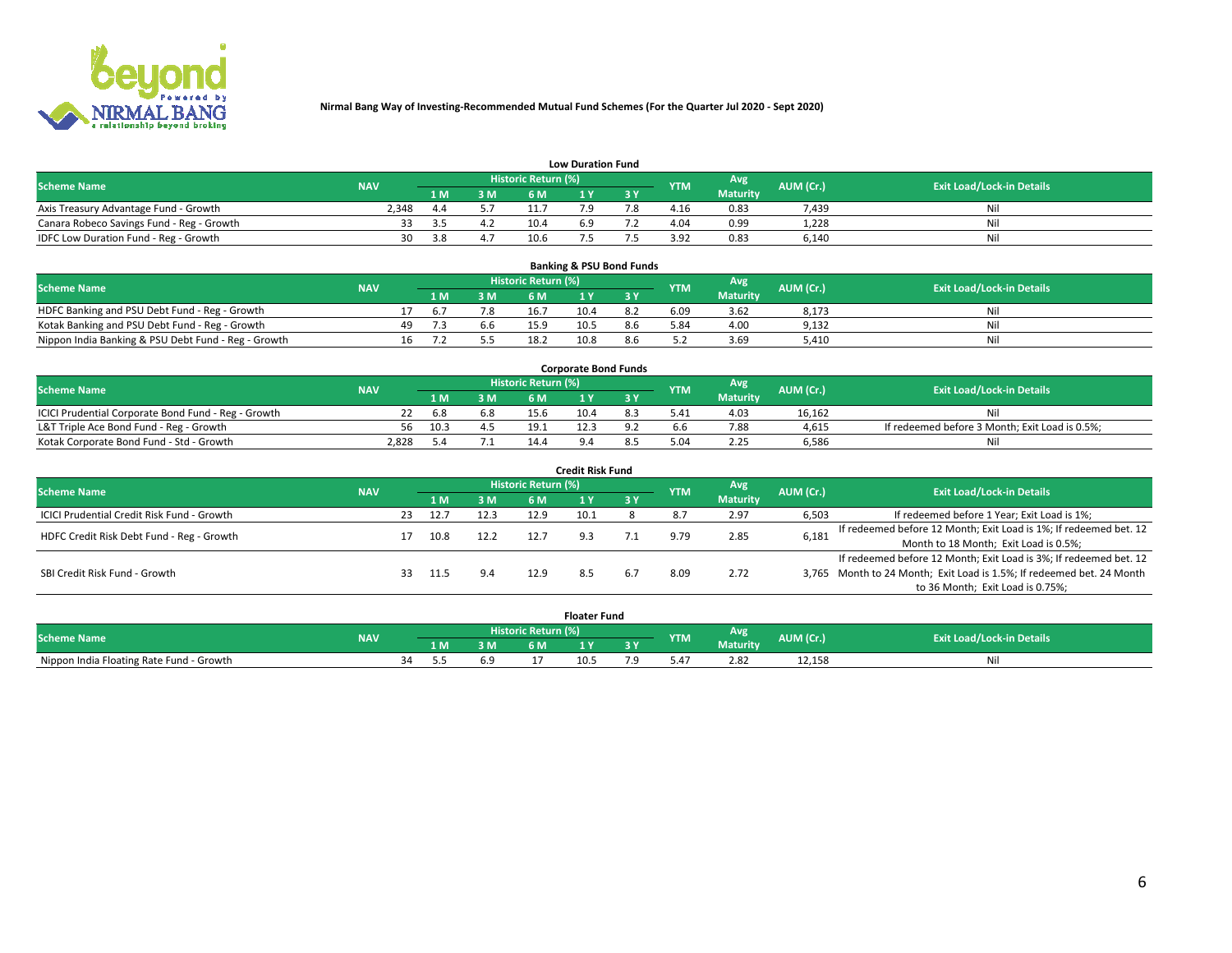**Nirmal Bang Way of Investing-Recommended Mutual Fund Schemes (For the Quarter Jul 2020 - Sept 2020)**

## Low Duration Fund

| Scheme Name | NAV | Historic Return (%) | | | | | YTM | Avg Maturity | AUM (Cr.) | Exit Load/Lock-in Details |
|---|---|---|---|---|---|---|---|---|---|---|
| | | 1 M | 3 M | 6 M | 1 Y | 3 Y | | | | |
| Axis Treasury Advantage Fund - Growth | 2,348 | 4.4 | 5.7 | 11.7 | 7.9 | 7.8 | 4.16 | 0.83 | 7,439 | Nil |
| Canara Robeco Savings Fund - Reg - Growth | 33 | 3.5 | 4.2 | 10.4 | 6.9 | 7.2 | 4.04 | 0.99 | 1,228 | Nil |
| IDFC Low Duration Fund - Reg - Growth | 30 | 3.8 | 4.7 | 10.6 | 7.5 | 7.5 | 3.92 | 0.83 | 6,140 | Nil |

## Banking & PSU Bond Funds

| Scheme Name | NAV | Historic Return (%) | | | | | YTM | Avg Maturity | AUM (Cr.) | Exit Load/Lock-in Details |
|---|---|---|---|---|---|---|---|---|---|---|
| | | 1 M | 3 M | 6 M | 1 Y | 3 Y | | | | |
| HDFC Banking and PSU Debt Fund - Reg - Growth | 17 | 6.7 | 7.8 | 16.7 | 10.4 | 8.2 | 6.09 | 3.62 | 8,173 | Nil |
| Kotak Banking and PSU Debt Fund - Reg - Growth | 49 | 7.3 | 6.6 | 15.9 | 10.5 | 8.6 | 5.84 | 4.00 | 9,132 | Nil |
| Nippon India Banking & PSU Debt Fund - Reg - Growth | 16 | 7.2 | 5.5 | 18.2 | 10.8 | 8.6 | 5.2 | 3.69 | 5,410 | Nil |

## Corporate Bond Funds

| Scheme Name | NAV | Historic Return (%) | | | | | YTM | Avg Maturity | AUM (Cr.) | Exit Load/Lock-in Details |
|---|---|---|---|---|---|---|---|---|---|---|
| | | 1 M | 3 M | 6 M | 1 Y | 3 Y | | | | |
| ICICI Prudential Corporate Bond Fund - Reg - Growth | 22 | 6.8 | 6.8 | 15.6 | 10.4 | 8.3 | 5.41 | 4.03 | 16,162 | Nil |
| L&T Triple Ace Bond Fund - Reg - Growth | 56 | 10.3 | 4.5 | 19.1 | 12.3 | 9.2 | 6.6 | 7.88 | 4,615 | If redeemed before 3 Month; Exit Load is 0.5%; |
| Kotak Corporate Bond Fund - Std - Growth | 2,828 | 5.4 | 7.1 | 14.4 | 9.4 | 8.5 | 5.04 | 2.25 | 6,586 | Nil |

## Credit Risk Fund

| Scheme Name | NAV | Historic Return (%) | | | | | YTM | Avg Maturity | AUM (Cr.) | Exit Load/Lock-in Details |
|---|---|---|---|---|---|---|---|---|---|---|
| | | 1 M | 3 M | 6 M | 1 Y | 3 Y | | | | |
| ICICI Prudential Credit Risk Fund - Growth | 23 | 12.7 | 12.3 | 12.9 | 10.1 | 8 | 8.7 | 2.97 | 6,503 | If redeemed before 1 Year; Exit Load is 1%; |
| HDFC Credit Risk Debt Fund - Reg - Growth | 17 | 10.8 | 12.2 | 12.7 | 9.3 | 7.1 | 9.79 | 2.85 | 6,181 | If redeemed before 12 Month; Exit Load is 1%; If redeemed bet. 12 Month to 18 Month; Exit Load is 0.5%; |
| SBI Credit Risk Fund - Growth | 33 | 11.5 | 9.4 | 12.9 | 8.5 | 6.7 | 8.09 | 2.72 | 3,765 | If redeemed before 12 Month; Exit Load is 3%; If redeemed bet. 12 Month to 24 Month; Exit Load is 1.5%; If redeemed bet. 24 Month to 36 Month; Exit Load is 0.75%; |

## Floater Fund

| Scheme Name | NAV | Historic Return (%) | | | | | YTM | Avg Maturity | AUM (Cr.) | Exit Load/Lock-in Details |
|---|---|---|---|---|---|---|---|---|---|---|
| | | 1 M | 3 M | 6 M | 1 Y | 3 Y | | | | |
| Nippon India Floating Rate Fund - Growth | 34 | 5.5 | 6.9 | 17 | 10.5 | 7.9 | 5.47 | 2.82 | 12,158 | Nil |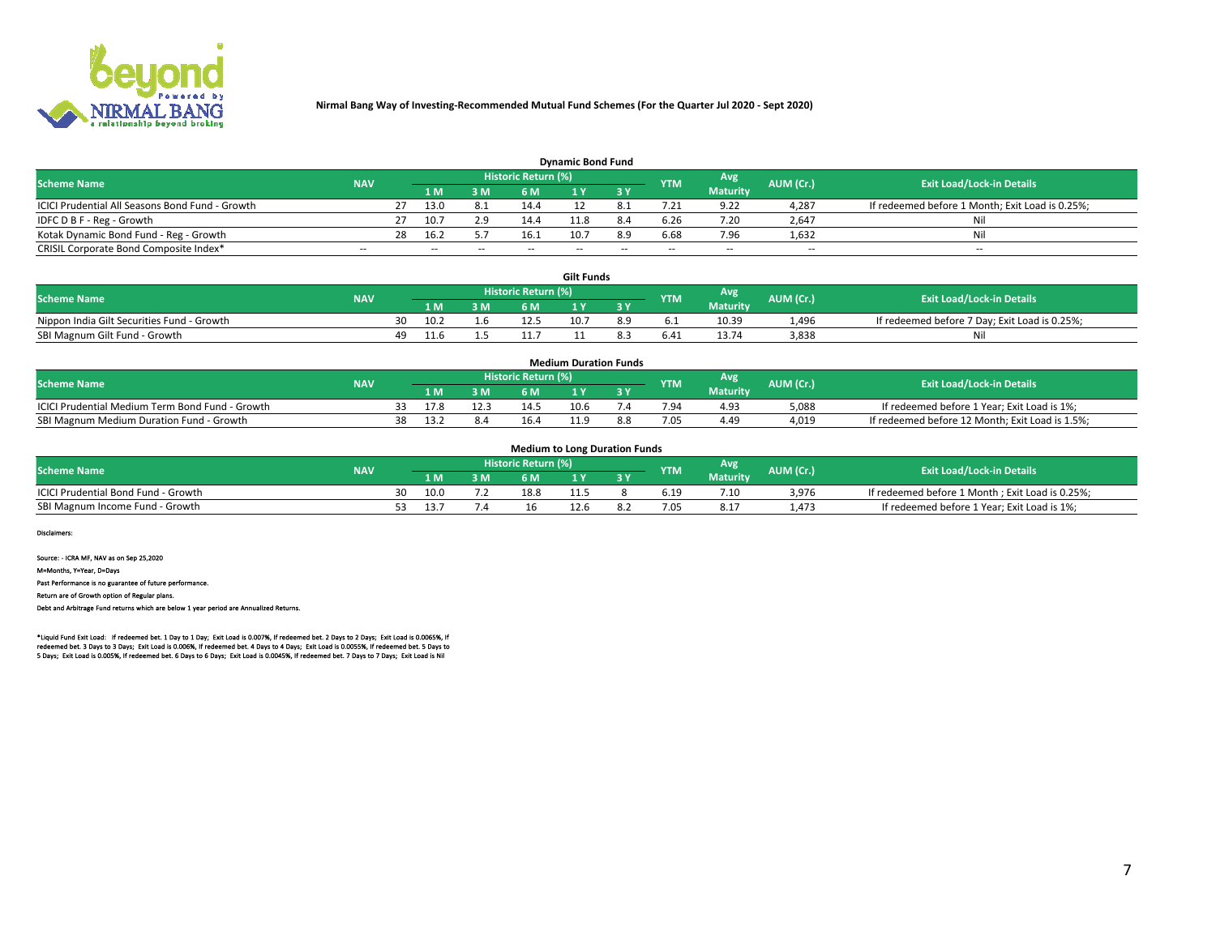**Nirmal Bang Way of Investing-Recommended Mutual Fund Schemes (For the Quarter Jul 2020 - Sept 2020)**

### Dynamic Bond Fund

| Scheme Name | NAV | Historic Return (%) | | | | | YTM | Avg Maturity | AUM (Cr.) | Exit Load/Lock-in Details |
|---|---|---|---|---|---|---|---|---|---|---|
| | | 1 M | 3 M | 6 M | 1 Y | 3 Y | | | | |
| ICICI Prudential All Seasons Bond Fund - Growth | 27 | 13.0 | 8.1 | 14.4 | 12 | 8.1 | 7.21 | 9.22 | 4,287 | If redeemed before 1 Month; Exit Load is 0.25%; |
| IDFC D B F - Reg - Growth | 27 | 10.7 | 2.9 | 14.4 | 11.8 | 8.4 | 6.26 | 7.20 | 2,647 | Nil |
| Kotak Dynamic Bond Fund - Reg - Growth | 28 | 16.2 | 5.7 | 16.1 | 10.7 | 8.9 | 6.68 | 7.96 | 1,632 | Nil |
| CRISIL Corporate Bond Composite Index* | -- | -- | -- | -- | -- | -- | -- | -- | -- | -- |

### Gilt Funds

| Scheme Name | NAV | Historic Return (%) | | | | | YTM | Avg Maturity | AUM (Cr.) | Exit Load/Lock-in Details |
|---|---|---|---|---|---|---|---|---|---|---|
| | | 1 M | 3 M | 6 M | 1 Y | 3 Y | | | | |
| Nippon India Gilt Securities Fund - Growth | 30 | 10.2 | 1.6 | 12.5 | 10.7 | 8.9 | 6.1 | 10.39 | 1,496 | If redeemed before 7 Day; Exit Load is 0.25%; |
| SBI Magnum Gilt Fund - Growth | 49 | 11.6 | 1.5 | 11.7 | 11 | 8.3 | 6.41 | 13.74 | 3,838 | Nil |

### Medium Duration Funds

| Scheme Name | NAV | Historic Return (%) | | | | | YTM | Avg Maturity | AUM (Cr.) | Exit Load/Lock-in Details |
|---|---|---|---|---|---|---|---|---|---|---|
| | | 1 M | 3 M | 6 M | 1 Y | 3 Y | | | | |
| ICICI Prudential Medium Term Bond Fund - Growth | 33 | 17.8 | 12.3 | 14.5 | 10.6 | 7.4 | 7.94 | 4.93 | 5,088 | If redeemed before 1 Year; Exit Load is 1%; |
| SBI Magnum Medium Duration Fund - Growth | 38 | 13.2 | 8.4 | 16.4 | 11.9 | 8.8 | 7.05 | 4.49 | 4,019 | If redeemed before 12 Month; Exit Load is 1.5%; |

### Medium to Long Duration Funds

| Scheme Name | NAV | Historic Return (%) | | | | | YTM | Avg Maturity | AUM (Cr.) | Exit Load/Lock-in Details |
|---|---|---|---|---|---|---|---|---|---|---|
| | | 1 M | 3 M | 6 M | 1 Y | 3 Y | | | | |
| ICICI Prudential Bond Fund - Growth | 30 | 10.0 | 7.2 | 18.8 | 11.5 | 8 | 6.19 | 7.10 | 3,976 | If redeemed before 1 Month ; Exit Load is 0.25%; |
| SBI Magnum Income Fund - Growth | 53 | 13.7 | 7.4 | 16 | 12.6 | 8.2 | 7.05 | 8.17 | 1,473 | If redeemed before 1 Year; Exit Load is 1%; |

Disclaimers:

Source: - ICRA MF, NAV as on Sep 25,2020

M=Months, Y=Year, D=Days

Past Performance is no guarantee of future performance.

Return are of Growth option of Regular plans.

Debt and Arbitrage Fund returns which are below 1 year period are Annualized Returns.

*Liquid Fund Exit Load: If redeemed bet. 1 Day to 1 Day; Exit Load is 0.007%, If redeemed bet. 2 Days to 2 Days; Exit Load is 0.0065%, If redeemed bet. 3 Days to 3 Days; Exit Load is 0.006%, If redeemed bet. 4 Days to 4 Days; Exit Load is 0.0055%, If redeemed bet. 5 Days to 5 Days; Exit Load is 0.005%, If redeemed bet. 6 Days to 6 Days; Exit Load is 0.0045%, If redeemed bet. 7 Days to 7 Days; Exit Load is Nil